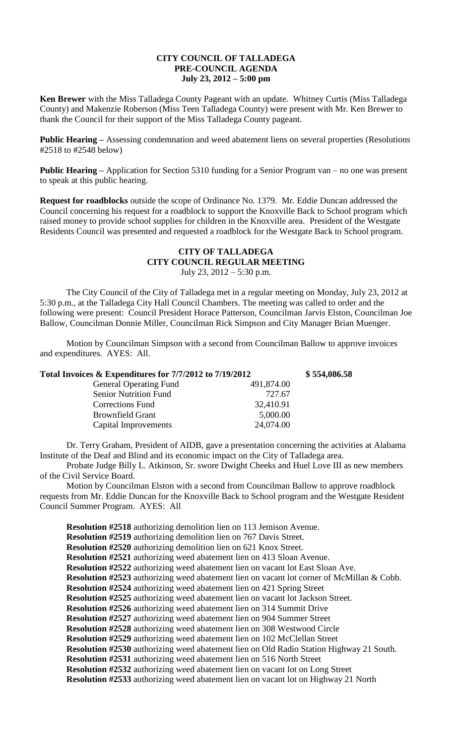# CITY COUNCIL OF TALLADEGA
## PRE-COUNCIL AGENDA
### July 23, 2012 – 5:00 pm

**Ken Brewer** with the Miss Talladega County Pageant with an update. Whitney Curtis (Miss Talladega County) and Makenzie Roberson (Miss Teen Talladega County) were present with Mr. Ken Brewer to thank the Council for their support of the Miss Talladega County pageant.

**Public Hearing –** Assessing condemnation and weed abatement liens on several properties (Resolutions #2518 to #2548 below)

**Public Hearing –** Application for Section 5310 funding for a Senior Program van – no one was present to speak at this public hearing.

**Request for roadblocks** outside the scope of Ordinance No. 1379. Mr. Eddie Duncan addressed the Council concerning his request for a roadblock to support the Knoxville Back to School program which raised money to provide school supplies for children in the Knoxville area. President of the Westgate Residents Council was presented and requested a roadblock for the Westgate Back to School program.

# CITY OF TALLADEGA
## CITY COUNCIL REGULAR MEETING
July 23, 2012 – 5:30 p.m.

The City Council of the City of Talladega met in a regular meeting on Monday, July 23, 2012 at 5:30 p.m., at the Talladega City Hall Council Chambers. The meeting was called to order and the following were present: Council President Horace Patterson, Councilman Jarvis Elston, Councilman Joe Ballow, Councilman Donnie Miller, Councilman Rick Simpson and City Manager Brian Muenger.

Motion by Councilman Simpson with a second from Councilman Ballow to approve invoices and expenditures. AYES: All.

**Total Invoices & Expenditures for 7/7/2012 to 7/19/2012 $ 554,086.58**

| | |
|---|---|
| General Operating Fund | 491,874.00 |
| Senior Nutrition Fund | 727.67 |
| Corrections Fund | 32,410.91 |
| Brownfield Grant | 5,000.00 |
| Capital Improvements | 24,074.00 |

Dr. Terry Graham, President of AIDB, gave a presentation concerning the activities at Alabama Institute of the Deaf and Blind and its economic impact on the City of Talladega area.

Probate Judge Billy L. Atkinson, Sr. swore Dwight Cheeks and Huel Love III as new members of the Civil Service Board.

Motion by Councilman Elston with a second from Councilman Ballow to approve roadblock requests from Mr. Eddie Duncan for the Knoxville Back to School program and the Westgate Resident Council Summer Program. AYES: All

**Resolution #2518** authorizing demolition lien on 113 Jemison Avenue.
**Resolution #2519** authorizing demolition lien on 767 Davis Street.
**Resolution #2520** authorizing demolition lien on 621 Knox Street.
**Resolution #2521** authorizing weed abatement lien on 413 Sloan Avenue.
**Resolution #2522** authorizing weed abatement lien on vacant lot East Sloan Ave.
**Resolution #2523** authorizing weed abatement lien on vacant lot corner of McMillan & Cobb.
**Resolution #2524** authorizing weed abatement lien on 421 Spring Street
**Resolution #2525** authorizing weed abatement lien on vacant lot Jackson Street.
**Resolution #2526** authorizing weed abatement lien on 314 Summit Drive
**Resolution #2527** authorizing weed abatement lien on 904 Summer Street
**Resolution #2528** authorizing weed abatement lien on 308 Westwood Circle
**Resolution #2529** authorizing weed abatement lien on 102 McClellan Street
**Resolution #2530** authorizing weed abatement lien on Old Radio Station Highway 21 South.
**Resolution #2531** authorizing weed abatement lien on 516 North Street
**Resolution #2532** authorizing weed abatement lien on vacant lot on Long Street
**Resolution #2533** authorizing weed abatement lien on vacant lot on Highway 21 North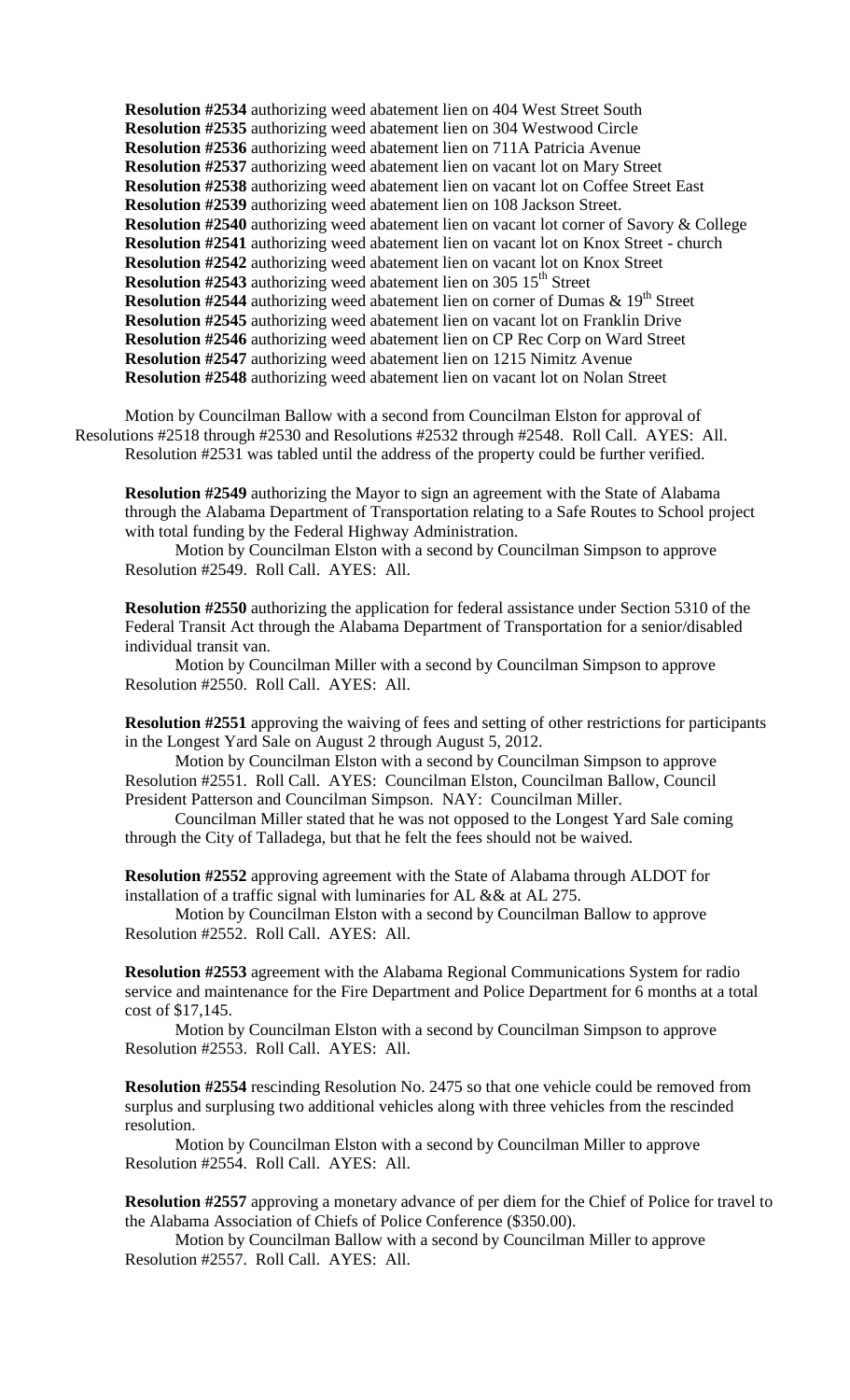**Resolution #2534** authorizing weed abatement lien on 404 West Street South
**Resolution #2535** authorizing weed abatement lien on 304 Westwood Circle
**Resolution #2536** authorizing weed abatement lien on 711A Patricia Avenue
**Resolution #2537** authorizing weed abatement lien on vacant lot on Mary Street
**Resolution #2538** authorizing weed abatement lien on vacant lot on Coffee Street East
**Resolution #2539** authorizing weed abatement lien on 108 Jackson Street.
**Resolution #2540** authorizing weed abatement lien on vacant lot corner of Savory & College
**Resolution #2541** authorizing weed abatement lien on vacant lot on Knox Street - church
**Resolution #2542** authorizing weed abatement lien on vacant lot on Knox Street
**Resolution #2543** authorizing weed abatement lien on 305 15th Street
**Resolution #2544** authorizing weed abatement lien on corner of Dumas & 19th Street
**Resolution #2545** authorizing weed abatement lien on vacant lot on Franklin Drive
**Resolution #2546** authorizing weed abatement lien on CP Rec Corp on Ward Street
**Resolution #2547** authorizing weed abatement lien on 1215 Nimitz Avenue
**Resolution #2548** authorizing weed abatement lien on vacant lot on Nolan Street

Motion by Councilman Ballow with a second from Councilman Elston for approval of Resolutions #2518 through #2530 and Resolutions #2532 through #2548. Roll Call. AYES: All. Resolution #2531 was tabled until the address of the property could be further verified.

**Resolution #2549** authorizing the Mayor to sign an agreement with the State of Alabama through the Alabama Department of Transportation relating to a Safe Routes to School project with total funding by the Federal Highway Administration.

Motion by Councilman Elston with a second by Councilman Simpson to approve Resolution #2549. Roll Call. AYES: All.

**Resolution #2550** authorizing the application for federal assistance under Section 5310 of the Federal Transit Act through the Alabama Department of Transportation for a senior/disabled individual transit van.

Motion by Councilman Miller with a second by Councilman Simpson to approve Resolution #2550. Roll Call. AYES: All.

**Resolution #2551** approving the waiving of fees and setting of other restrictions for participants in the Longest Yard Sale on August 2 through August 5, 2012.

Motion by Councilman Elston with a second by Councilman Simpson to approve Resolution #2551. Roll Call. AYES: Councilman Elston, Councilman Ballow, Council President Patterson and Councilman Simpson. NAY: Councilman Miller.

Councilman Miller stated that he was not opposed to the Longest Yard Sale coming through the City of Talladega, but that he felt the fees should not be waived.

**Resolution #2552** approving agreement with the State of Alabama through ALDOT for installation of a traffic signal with luminaries for AL && at AL 275.

Motion by Councilman Elston with a second by Councilman Ballow to approve Resolution #2552. Roll Call. AYES: All.

**Resolution #2553** agreement with the Alabama Regional Communications System for radio service and maintenance for the Fire Department and Police Department for 6 months at a total cost of $17,145.

Motion by Councilman Elston with a second by Councilman Simpson to approve Resolution #2553. Roll Call. AYES: All.

**Resolution #2554** rescinding Resolution No. 2475 so that one vehicle could be removed from surplus and surplusing two additional vehicles along with three vehicles from the rescinded resolution.

Motion by Councilman Elston with a second by Councilman Miller to approve Resolution #2554. Roll Call. AYES: All.

**Resolution #2557** approving a monetary advance of per diem for the Chief of Police for travel to the Alabama Association of Chiefs of Police Conference ($350.00).

Motion by Councilman Ballow with a second by Councilman Miller to approve Resolution #2557. Roll Call. AYES: All.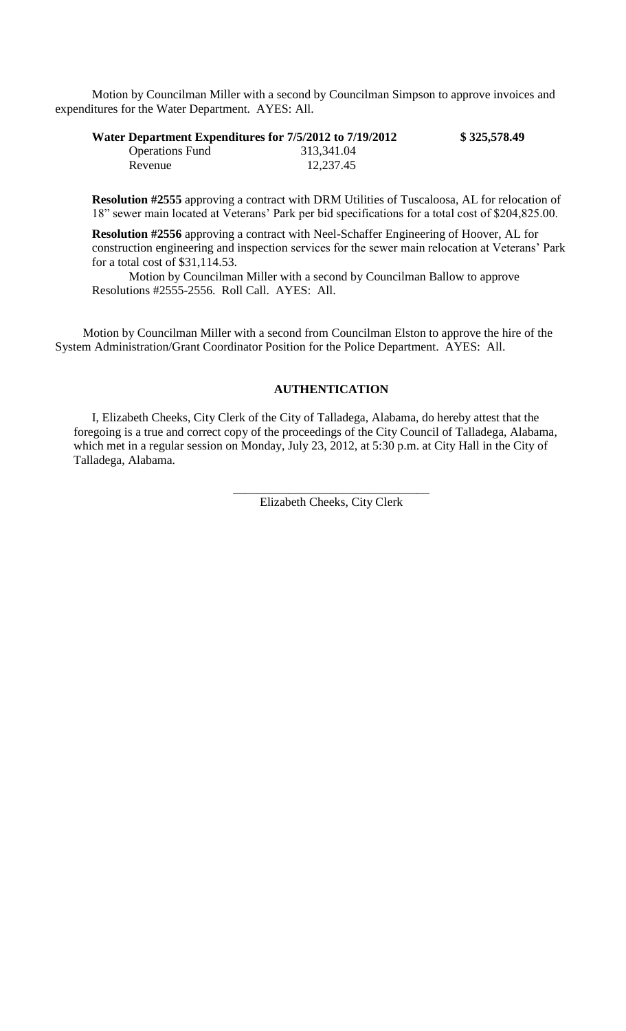Motion by Councilman Miller with a second by Councilman Simpson to approve invoices and expenditures for the Water Department. AYES: All.

| | | |
|---|---|---|
| **Water Department Expenditures for 7/5/2012 to 7/19/2012** | | **$ 325,578.49** |
| Operations Fund | 313,341.04 | |
| Revenue | 12,237.45 | |

**Resolution #2555** approving a contract with DRM Utilities of Tuscaloosa, AL for relocation of 18" sewer main located at Veterans' Park per bid specifications for a total cost of $204,825.00.

**Resolution #2556** approving a contract with Neel-Schaffer Engineering of Hoover, AL for construction engineering and inspection services for the sewer main relocation at Veterans' Park for a total cost of $31,114.53.

Motion by Councilman Miller with a second by Councilman Ballow to approve Resolutions #2555-2556. Roll Call. AYES: All.

Motion by Councilman Miller with a second from Councilman Elston to approve the hire of the System Administration/Grant Coordinator Position for the Police Department. AYES: All.

**AUTHENTICATION**

I, Elizabeth Cheeks, City Clerk of the City of Talladega, Alabama, do hereby attest that the foregoing is a true and correct copy of the proceedings of the City Council of Talladega, Alabama, which met in a regular session on Monday, July 23, 2012, at 5:30 p.m. at City Hall in the City of Talladega, Alabama.

\_\_\_\_\_\_\_\_\_\_\_\_\_\_\_\_\_\_\_\_\_\_\_\_\_\_\_\_\_\_\_\_

Elizabeth Cheeks, City Clerk